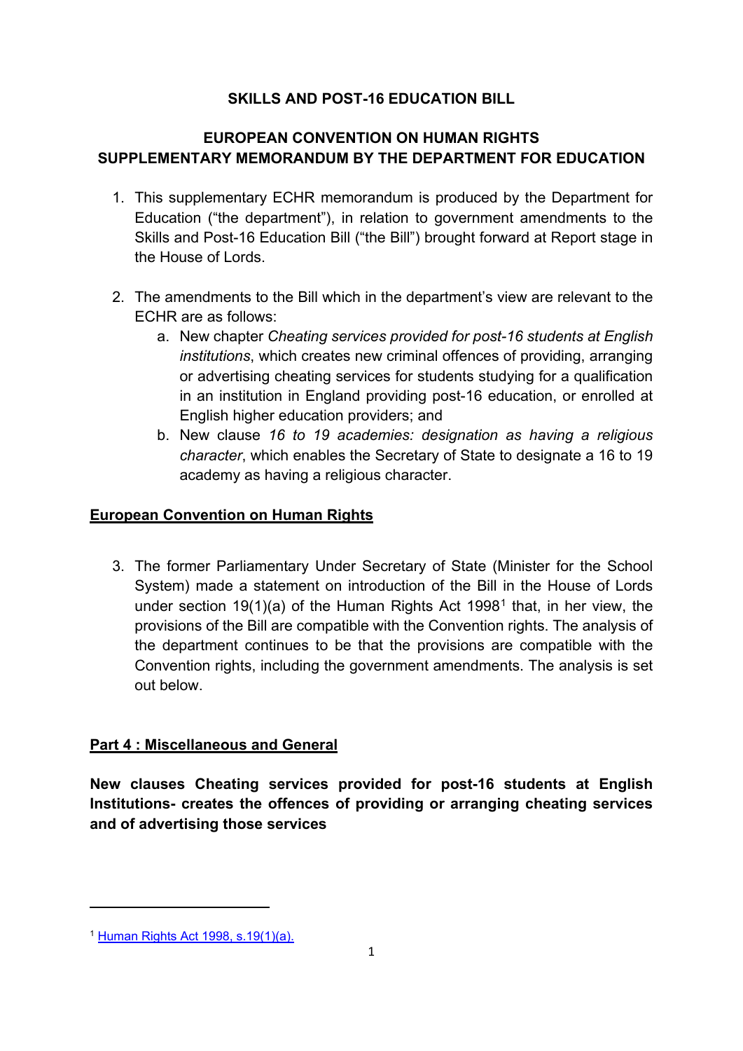**SKILLS AND POST-16 EDUCATION BILL**

**EUROPEAN CONVENTION ON HUMAN RIGHTS**
**SUPPLEMENTARY MEMORANDUM BY THE DEPARTMENT FOR EDUCATION**

1. This supplementary ECHR memorandum is produced by the Department for Education ("the department"), in relation to government amendments to the Skills and Post-16 Education Bill ("the Bill") brought forward at Report stage in the House of Lords.

2. The amendments to the Bill which in the department's view are relevant to the ECHR are as follows:
   a. New chapter *Cheating services provided for post-16 students at English institutions*, which creates new criminal offences of providing, arranging or advertising cheating services for students studying for a qualification in an institution in England providing post-16 education, or enrolled at English higher education providers; and
   b. New clause *16 to 19 academies: designation as having a religious character*, which enables the Secretary of State to designate a 16 to 19 academy as having a religious character.

## European Convention on Human Rights

3. The former Parliamentary Under Secretary of State (Minister for the School System) made a statement on introduction of the Bill in the House of Lords under section 19(1)(a) of the Human Rights Act 1998[1] that, in her view, the provisions of the Bill are compatible with the Convention rights. The analysis of the department continues to be that the provisions are compatible with the Convention rights, including the government amendments. The analysis is set out below.

## Part 4 : Miscellaneous and General

**New clauses Cheating services provided for post-16 students at English Institutions- creates the offences of providing or arranging cheating services and of advertising those services**

[1] Human Rights Act 1998, s.19(1)(a).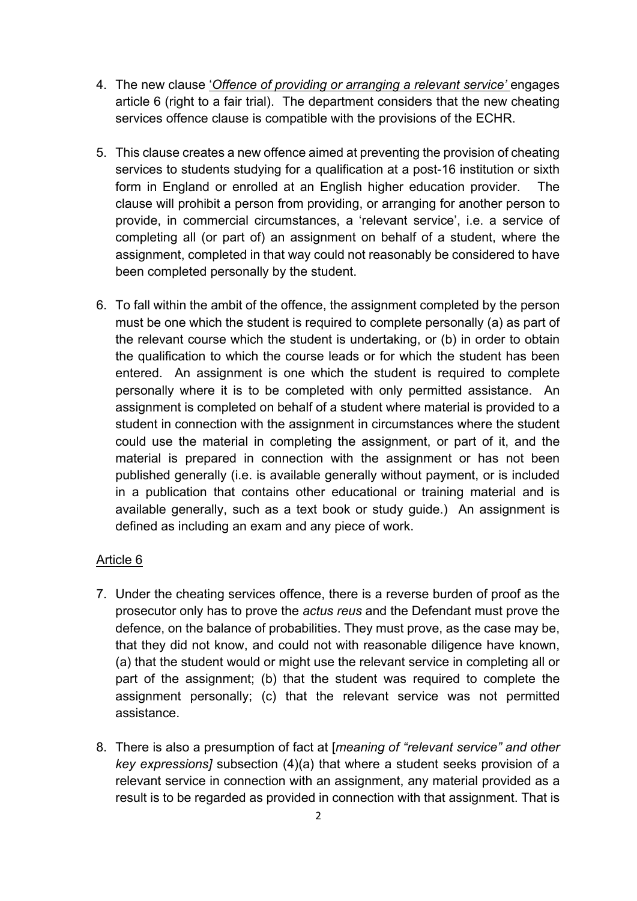4. The new clause '*Offence of providing or arranging a relevant service'* engages article 6 (right to a fair trial). The department considers that the new cheating services offence clause is compatible with the provisions of the ECHR.

5. This clause creates a new offence aimed at preventing the provision of cheating services to students studying for a qualification at a post-16 institution or sixth form in England or enrolled at an English higher education provider. The clause will prohibit a person from providing, or arranging for another person to provide, in commercial circumstances, a 'relevant service', i.e. a service of completing all (or part of) an assignment on behalf of a student, where the assignment, completed in that way could not reasonably be considered to have been completed personally by the student.

6. To fall within the ambit of the offence, the assignment completed by the person must be one which the student is required to complete personally (a) as part of the relevant course which the student is undertaking, or (b) in order to obtain the qualification to which the course leads or for which the student has been entered. An assignment is one which the student is required to complete personally where it is to be completed with only permitted assistance. An assignment is completed on behalf of a student where material is provided to a student in connection with the assignment in circumstances where the student could use the material in completing the assignment, or part of it, and the material is prepared in connection with the assignment or has not been published generally (i.e. is available generally without payment, or is included in a publication that contains other educational or training material and is available generally, such as a text book or study guide.) An assignment is defined as including an exam and any piece of work.

## Article 6

7. Under the cheating services offence, there is a reverse burden of proof as the prosecutor only has to prove the *actus reus* and the Defendant must prove the defence, on the balance of probabilities. They must prove, as the case may be, that they did not know, and could not with reasonable diligence have known, (a) that the student would or might use the relevant service in completing all or part of the assignment; (b) that the student was required to complete the assignment personally; (c) that the relevant service was not permitted assistance.

8. There is also a presumption of fact at [*meaning of "relevant service" and other key expressions]* subsection (4)(a) that where a student seeks provision of a relevant service in connection with an assignment, any material provided as a result is to be regarded as provided in connection with that assignment. That is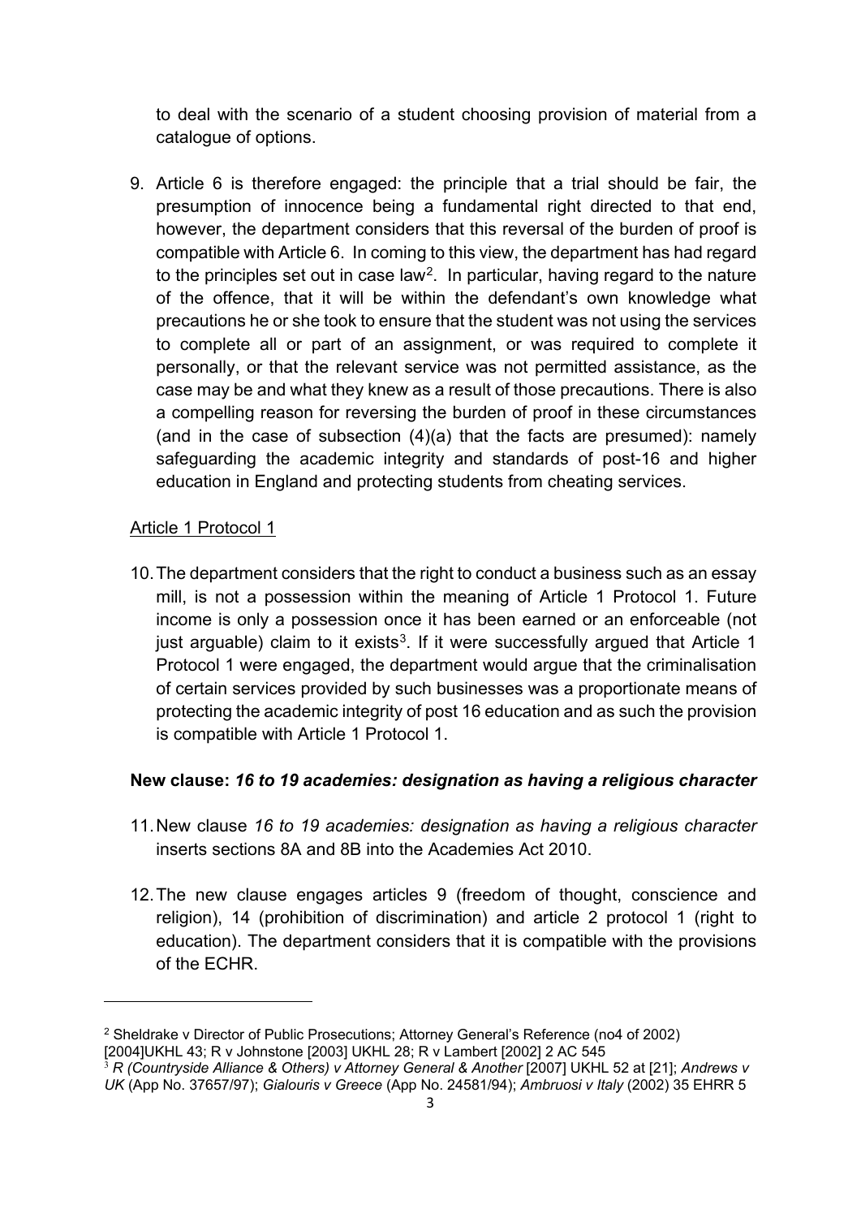to deal with the scenario of a student choosing provision of material from a catalogue of options.

9. Article 6 is therefore engaged: the principle that a trial should be fair, the presumption of innocence being a fundamental right directed to that end, however, the department considers that this reversal of the burden of proof is compatible with Article 6. In coming to this view, the department has had regard to the principles set out in case law[2]. In particular, having regard to the nature of the offence, that it will be within the defendant's own knowledge what precautions he or she took to ensure that the student was not using the services to complete all or part of an assignment, or was required to complete it personally, or that the relevant service was not permitted assistance, as the case may be and what they knew as a result of those precautions. There is also a compelling reason for reversing the burden of proof in these circumstances (and in the case of subsection (4)(a) that the facts are presumed): namely safeguarding the academic integrity and standards of post-16 and higher education in England and protecting students from cheating services.

Article 1 Protocol 1

10. The department considers that the right to conduct a business such as an essay mill, is not a possession within the meaning of Article 1 Protocol 1. Future income is only a possession once it has been earned or an enforceable (not just arguable) claim to it exists[3]. If it were successfully argued that Article 1 Protocol 1 were engaged, the department would argue that the criminalisation of certain services provided by such businesses was a proportionate means of protecting the academic integrity of post 16 education and as such the provision is compatible with Article 1 Protocol 1.

**New clause: *16 to 19 academies: designation as having a religious character***

11. New clause *16 to 19 academies: designation as having a religious character* inserts sections 8A and 8B into the Academies Act 2010.

12. The new clause engages articles 9 (freedom of thought, conscience and religion), 14 (prohibition of discrimination) and article 2 protocol 1 (right to education). The department considers that it is compatible with the provisions of the ECHR.

---

[2] Sheldrake v Director of Public Prosecutions; Attorney General's Reference (no4 of 2002) [2004]UKHL 43; R v Johnstone [2003] UKHL 28; R v Lambert [2002] 2 AC 545

[3] *R (Countryside Alliance & Others) v Attorney General & Another* [2007] UKHL 52 at [21]; *Andrews v UK* (App No. 37657/97); *Gialouris v Greece* (App No. 24581/94); *Ambruosi v Italy* (2002) 35 EHRR 5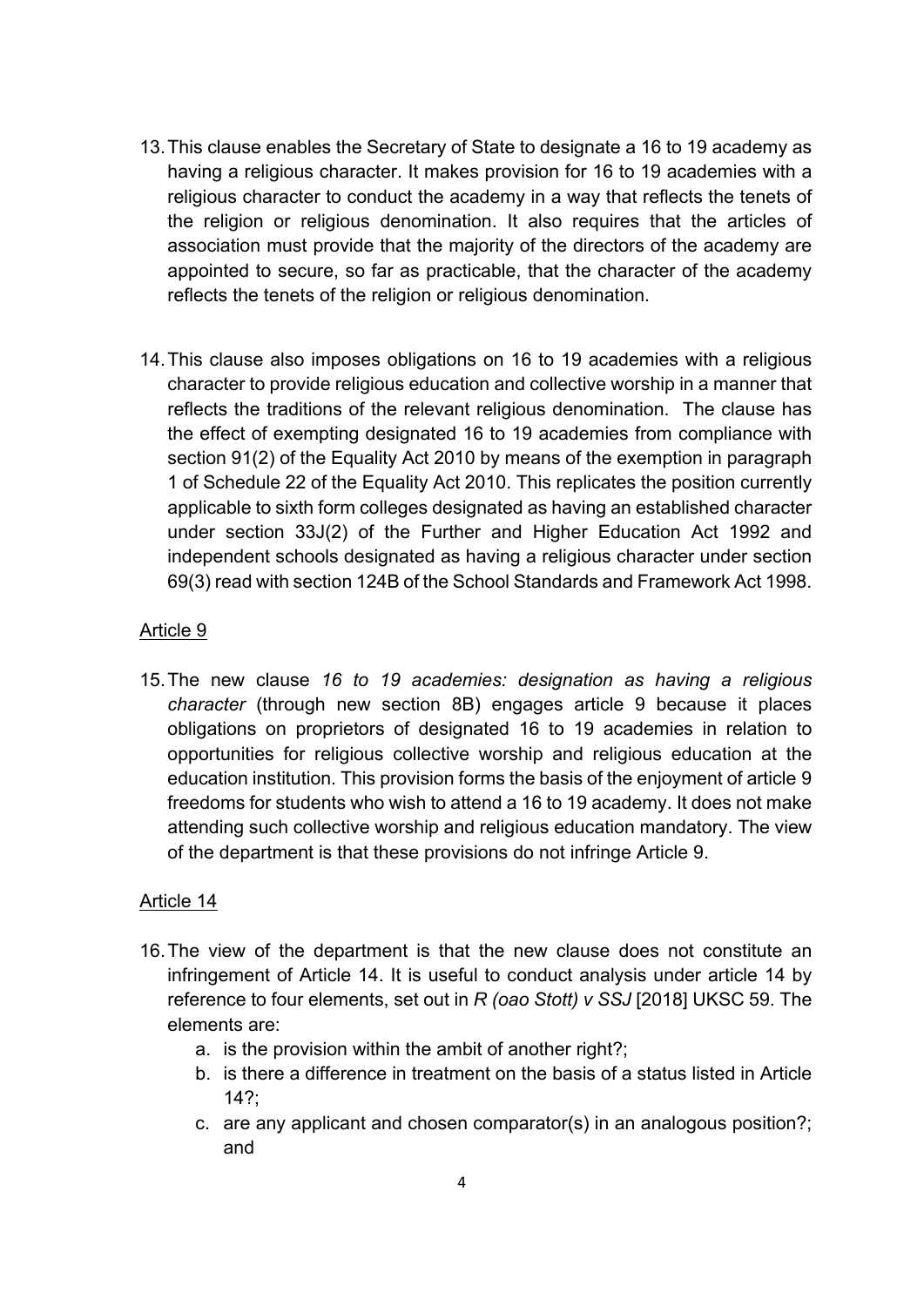13. This clause enables the Secretary of State to designate a 16 to 19 academy as having a religious character. It makes provision for 16 to 19 academies with a religious character to conduct the academy in a way that reflects the tenets of the religion or religious denomination. It also requires that the articles of association must provide that the majority of the directors of the academy are appointed to secure, so far as practicable, that the character of the academy reflects the tenets of the religion or religious denomination.

14. This clause also imposes obligations on 16 to 19 academies with a religious character to provide religious education and collective worship in a manner that reflects the traditions of the relevant religious denomination. The clause has the effect of exempting designated 16 to 19 academies from compliance with section 91(2) of the Equality Act 2010 by means of the exemption in paragraph 1 of Schedule 22 of the Equality Act 2010. This replicates the position currently applicable to sixth form colleges designated as having an established character under section 33J(2) of the Further and Higher Education Act 1992 and independent schools designated as having a religious character under section 69(3) read with section 124B of the School Standards and Framework Act 1998.

<u>Article 9</u>

15. The new clause *16 to 19 academies: designation as having a religious character* (through new section 8B) engages article 9 because it places obligations on proprietors of designated 16 to 19 academies in relation to opportunities for religious collective worship and religious education at the education institution. This provision forms the basis of the enjoyment of article 9 freedoms for students who wish to attend a 16 to 19 academy. It does not make attending such collective worship and religious education mandatory. The view of the department is that these provisions do not infringe Article 9.

<u>Article 14</u>

16. The view of the department is that the new clause does not constitute an infringement of Article 14. It is useful to conduct analysis under article 14 by reference to four elements, set out in *R (oao Stott) v SSJ* [2018] UKSC 59. The elements are:
    a. is the provision within the ambit of another right?;
    b. is there a difference in treatment on the basis of a status listed in Article 14?;
    c. are any applicant and chosen comparator(s) in an analogous position?; and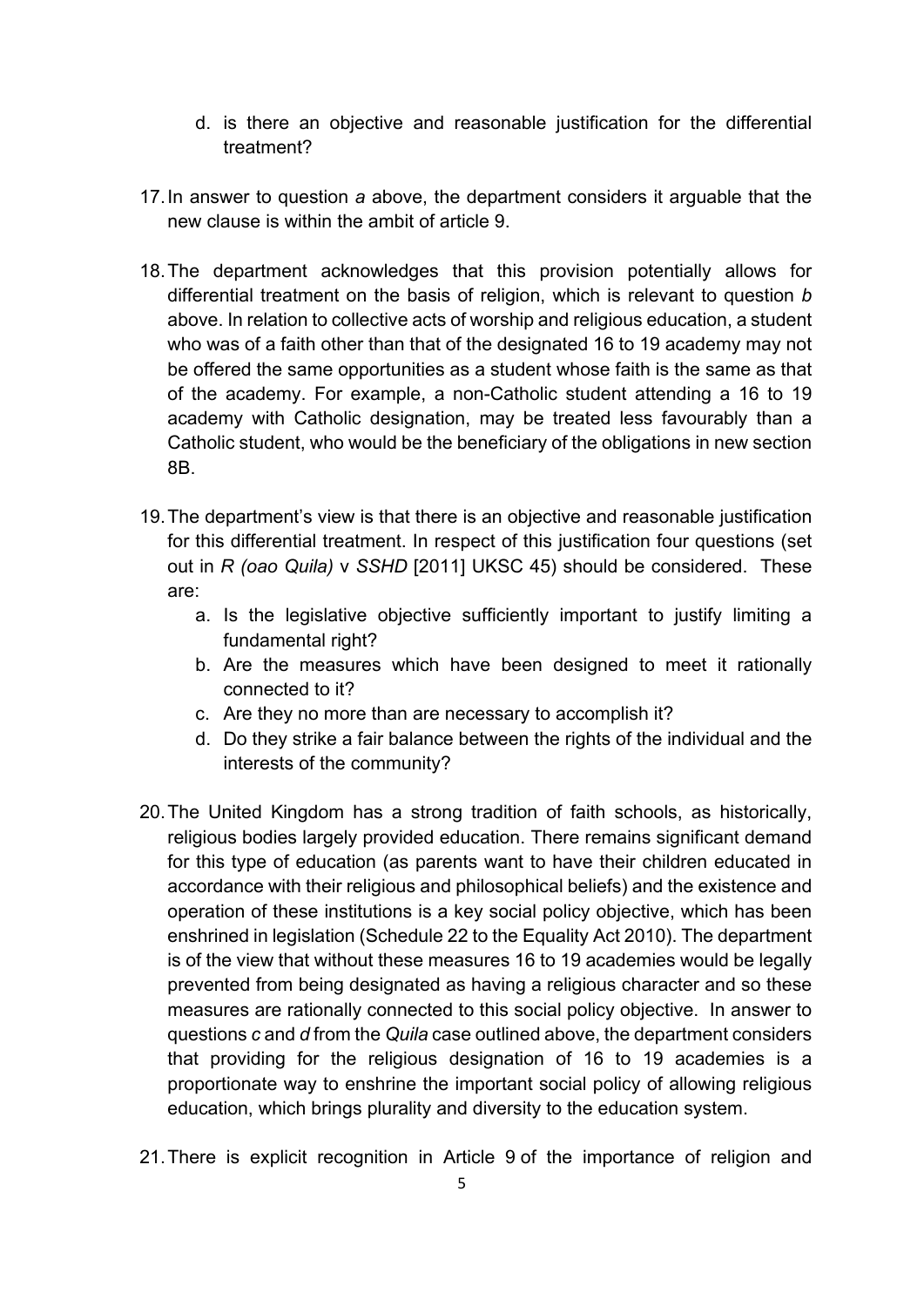d. is there an objective and reasonable justification for the differential treatment?

17. In answer to question *a* above, the department considers it arguable that the new clause is within the ambit of article 9.

18. The department acknowledges that this provision potentially allows for differential treatment on the basis of religion, which is relevant to question *b* above. In relation to collective acts of worship and religious education, a student who was of a faith other than that of the designated 16 to 19 academy may not be offered the same opportunities as a student whose faith is the same as that of the academy. For example, a non-Catholic student attending a 16 to 19 academy with Catholic designation, may be treated less favourably than a Catholic student, who would be the beneficiary of the obligations in new section 8B.

19. The department's view is that there is an objective and reasonable justification for this differential treatment. In respect of this justification four questions (set out in *R (oao Quila)* v *SSHD* [2011] UKSC 45) should be considered. These are:
    a. Is the legislative objective sufficiently important to justify limiting a fundamental right?
    b. Are the measures which have been designed to meet it rationally connected to it?
    c. Are they no more than are necessary to accomplish it?
    d. Do they strike a fair balance between the rights of the individual and the interests of the community?

20. The United Kingdom has a strong tradition of faith schools, as historically, religious bodies largely provided education. There remains significant demand for this type of education (as parents want to have their children educated in accordance with their religious and philosophical beliefs) and the existence and operation of these institutions is a key social policy objective, which has been enshrined in legislation (Schedule 22 to the Equality Act 2010). The department is of the view that without these measures 16 to 19 academies would be legally prevented from being designated as having a religious character and so these measures are rationally connected to this social policy objective. In answer to questions *c* and *d* from the *Quila* case outlined above, the department considers that providing for the religious designation of 16 to 19 academies is a proportionate way to enshrine the important social policy of allowing religious education, which brings plurality and diversity to the education system.

21. There is explicit recognition in Article 9 of the importance of religion and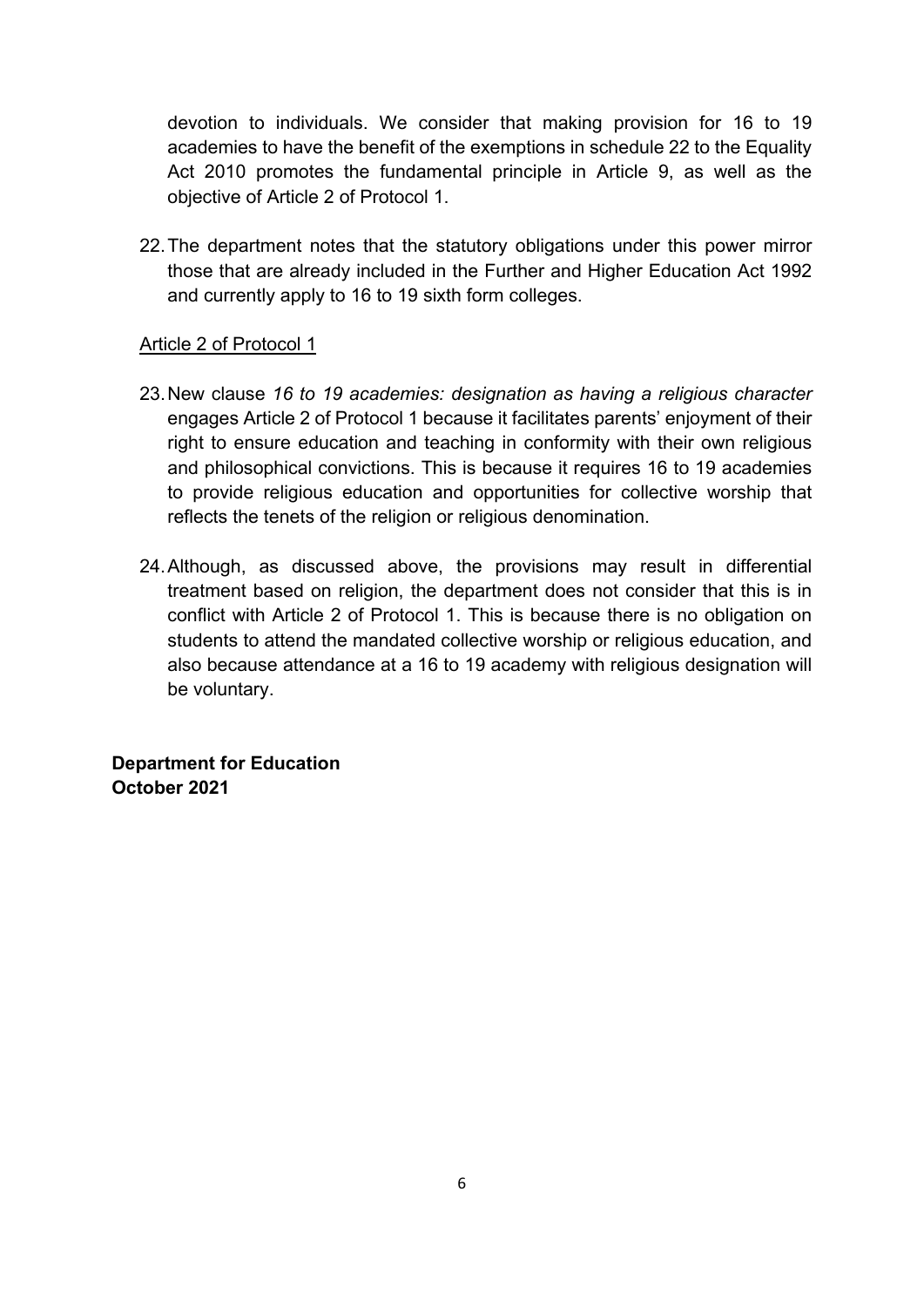devotion to individuals. We consider that making provision for 16 to 19 academies to have the benefit of the exemptions in schedule 22 to the Equality Act 2010 promotes the fundamental principle in Article 9, as well as the objective of Article 2 of Protocol 1.

22. The department notes that the statutory obligations under this power mirror those that are already included in the Further and Higher Education Act 1992 and currently apply to 16 to 19 sixth form colleges.

Article 2 of Protocol 1

23. New clause *16 to 19 academies: designation as having a religious character* engages Article 2 of Protocol 1 because it facilitates parents' enjoyment of their right to ensure education and teaching in conformity with their own religious and philosophical convictions. This is because it requires 16 to 19 academies to provide religious education and opportunities for collective worship that reflects the tenets of the religion or religious denomination.

24. Although, as discussed above, the provisions may result in differential treatment based on religion, the department does not consider that this is in conflict with Article 2 of Protocol 1. This is because there is no obligation on students to attend the mandated collective worship or religious education, and also because attendance at a 16 to 19 academy with religious designation will be voluntary.

**Department for Education**
**October 2021**